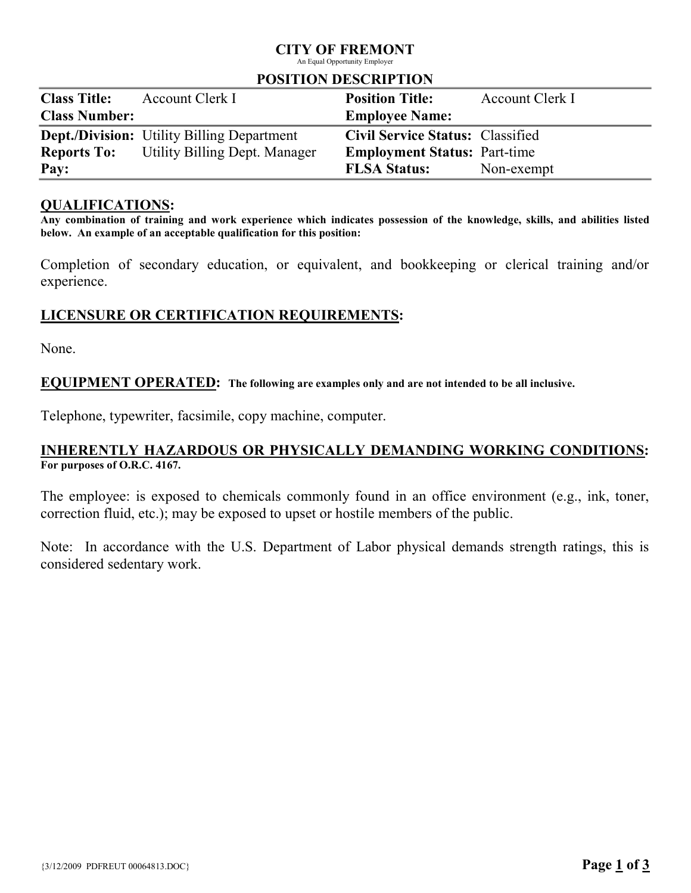# CITY OF FREMONT

An Equal Opportunity Employer

## POSITION DESCRIPTION

| | | | |
|---|---|---|---|
| **Class Title:** | Account Clerk I | **Position Title:** | Account Clerk I |
| **Class Number:** | | **Employee Name:** | |
| **Dept./Division:** | Utility Billing Department | **Civil Service Status:** | Classified |
| **Reports To:** | Utility Billing Dept. Manager | **Employment Status:** | Part-time |
| **Pay:** | | **FLSA Status:** | Non-exempt |

## QUALIFICATIONS:

**Any combination of training and work experience which indicates possession of the knowledge, skills, and abilities listed below. An example of an acceptable qualification for this position:**

Completion of secondary education, or equivalent, and bookkeeping or clerical training and/or experience.

## LICENSURE OR CERTIFICATION REQUIREMENTS:

None.

## EQUIPMENT OPERATED: 

**The following are examples only and are not intended to be all inclusive.**

Telephone, typewriter, facsimile, copy machine, computer.

## INHERENTLY HAZARDOUS OR PHYSICALLY DEMANDING WORKING CONDITIONS:

**For purposes of O.R.C. 4167.**

The employee: is exposed to chemicals commonly found in an office environment (e.g., ink, toner, correction fluid, etc.); may be exposed to upset or hostile members of the public.

Note: In accordance with the U.S. Department of Labor physical demands strength ratings, this is considered sedentary work.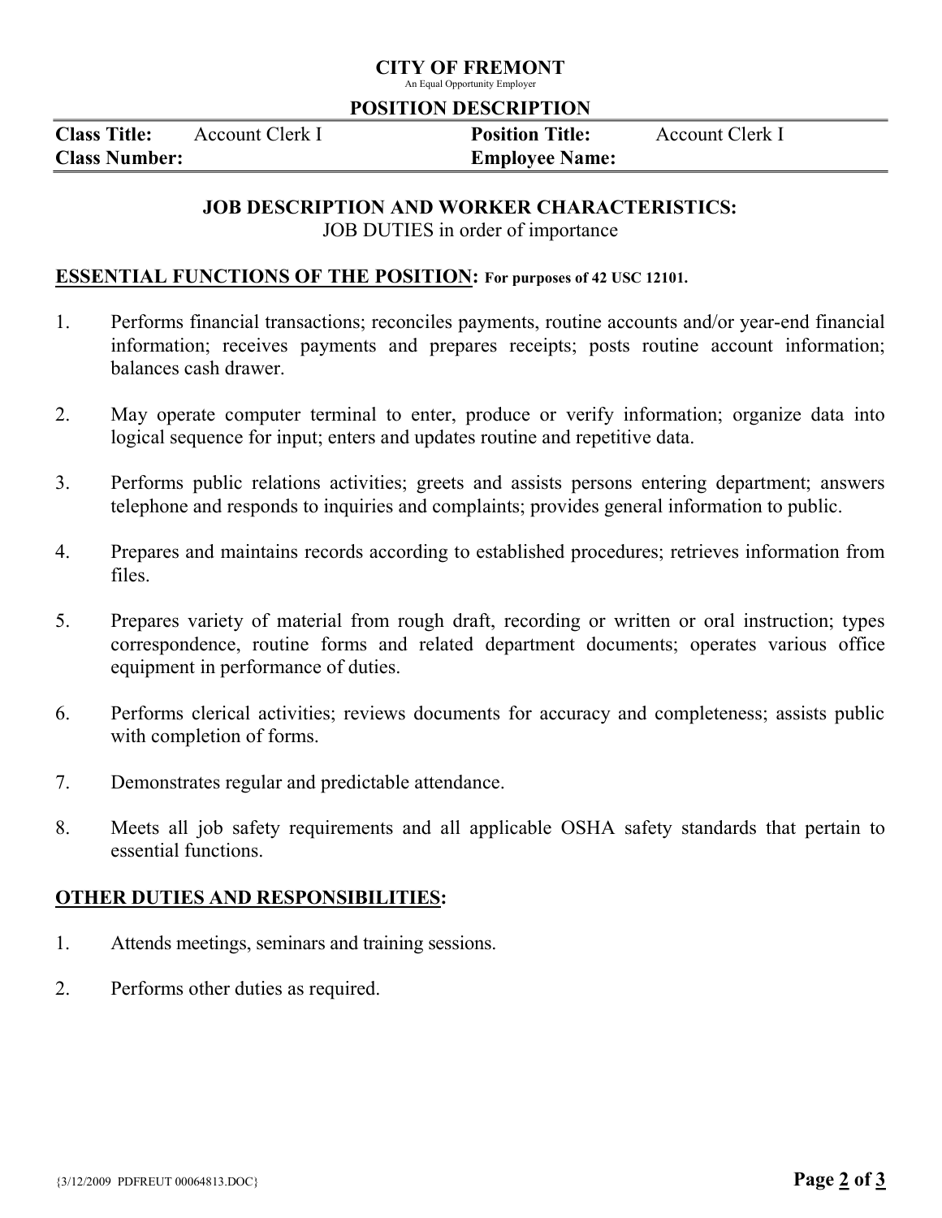**CITY OF FREMONT**
An Equal Opportunity Employer

**POSITION DESCRIPTION**

| | | | |
|---|---|---|---|
| **Class Title:** | Account Clerk I | **Position Title:** | Account Clerk I |
| **Class Number:** | | **Employee Name:** | |

**JOB DESCRIPTION AND WORKER CHARACTERISTICS:**
JOB DUTIES in order of importance

**ESSENTIAL FUNCTIONS OF THE POSITION: For purposes of 42 USC 12101.**

1. Performs financial transactions; reconciles payments, routine accounts and/or year-end financial information; receives payments and prepares receipts; posts routine account information; balances cash drawer.

2. May operate computer terminal to enter, produce or verify information; organize data into logical sequence for input; enters and updates routine and repetitive data.

3. Performs public relations activities; greets and assists persons entering department; answers telephone and responds to inquiries and complaints; provides general information to public.

4. Prepares and maintains records according to established procedures; retrieves information from files.

5. Prepares variety of material from rough draft, recording or written or oral instruction; types correspondence, routine forms and related department documents; operates various office equipment in performance of duties.

6. Performs clerical activities; reviews documents for accuracy and completeness; assists public with completion of forms.

7. Demonstrates regular and predictable attendance.

8. Meets all job safety requirements and all applicable OSHA safety standards that pertain to essential functions.

**OTHER DUTIES AND RESPONSIBILITIES:**

1. Attends meetings, seminars and training sessions.

2. Performs other duties as required.

{3/12/2009 PDFREUT 00064813.DOC}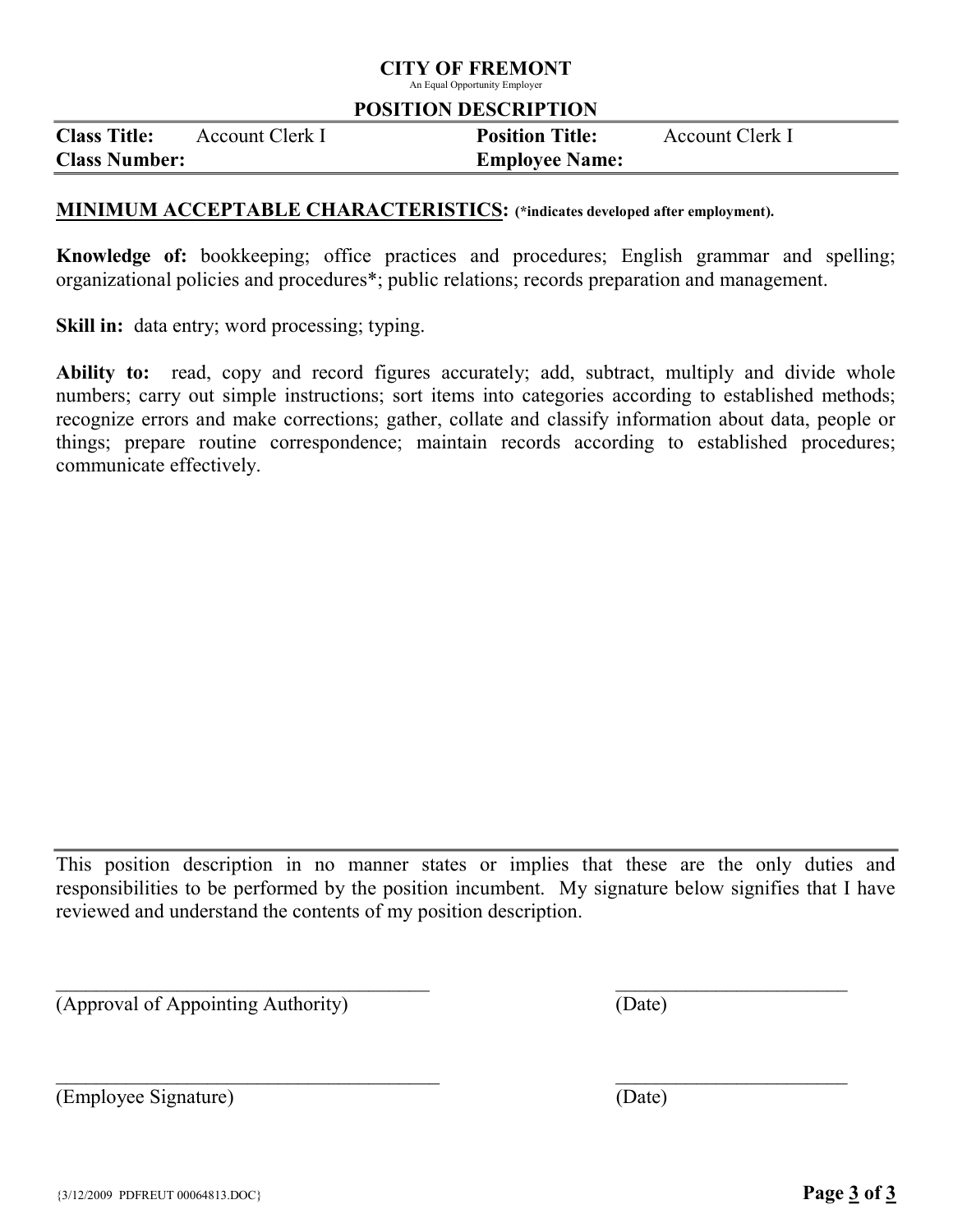**CITY OF FREMONT**
An Equal Opportunity Employer

**POSITION DESCRIPTION**

| | | | |
|---|---|---|---|
| **Class Title:** | Account Clerk I | **Position Title:** | Account Clerk I |
| **Class Number:** | | **Employee Name:** | |

## MINIMUM ACCEPTABLE CHARACTERISTICS: (*indicates developed after employment).

**Knowledge of:** bookkeeping; office practices and procedures; English grammar and spelling; organizational policies and procedures*; public relations; records preparation and management.

**Skill in:** data entry; word processing; typing.

**Ability to:** read, copy and record figures accurately; add, subtract, multiply and divide whole numbers; carry out simple instructions; sort items into categories according to established methods; recognize errors and make corrections; gather, collate and classify information about data, people or things; prepare routine correspondence; maintain records according to established procedures; communicate effectively.

---

This position description in no manner states or implies that these are the only duties and responsibilities to be performed by the position incumbent. My signature below signifies that I have reviewed and understand the contents of my position description.

_______________________________________ ________________________
(Approval of Appointing Authority) (Date)

_______________________________________ ________________________
(Employee Signature) (Date)

{3/12/2009 PDFREUT 00064813.DOC}